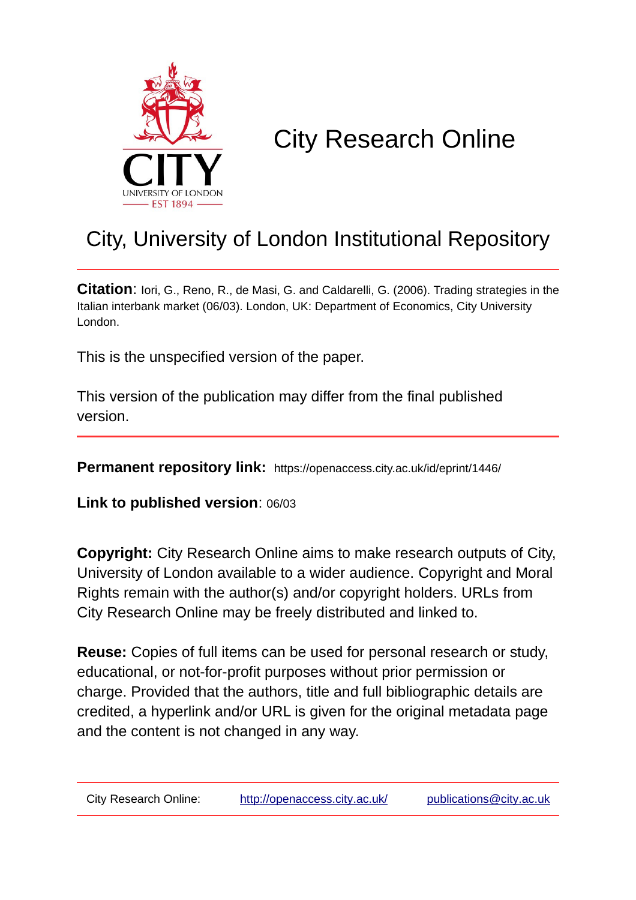# City Research Online

## City, University of London Institutional Repository

**Citation**: Iori, G., Reno, R., de Masi, G. and Caldarelli, G. (2006). Trading strategies in the Italian interbank market (06/03). London, UK: Department of Economics, City University London.

This is the unspecified version of the paper.

This version of the publication may differ from the final published version.

**Permanent repository link:** https://openaccess.city.ac.uk/id/eprint/1446/

**Link to published version**: 06/03

**Copyright:** City Research Online aims to make research outputs of City, University of London available to a wider audience. Copyright and Moral Rights remain with the author(s) and/or copyright holders. URLs from City Research Online may be freely distributed and linked to.

**Reuse:** Copies of full items can be used for personal research or study, educational, or not-for-profit purposes without prior permission or charge. Provided that the authors, title and full bibliographic details are credited, a hyperlink and/or URL is given for the original metadata page and the content is not changed in any way.

City Research Online: http://openaccess.city.ac.uk/ publications@city.ac.uk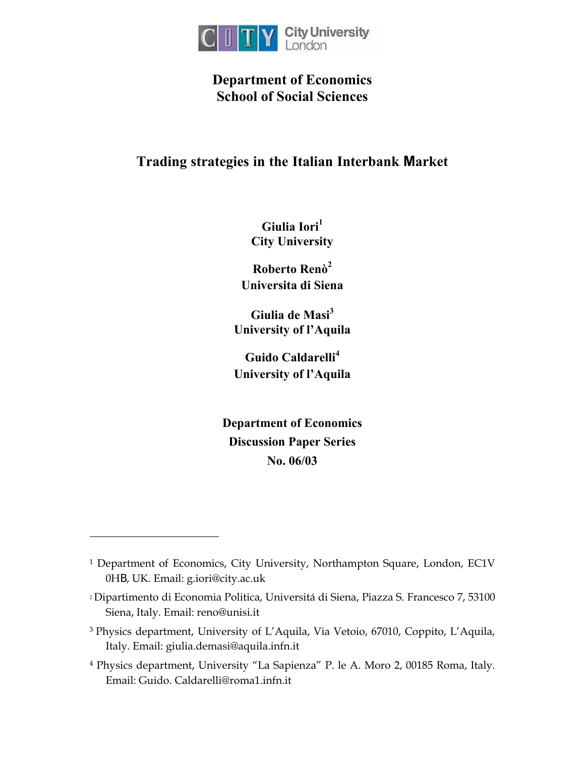# Department of Economics
# School of Social Sciences

## Trading strategies in the Italian Interbank Market

**Giulia Iori**[1]
**City University**

**Roberto Renò**[2]
**Universita di Siena**

**Giulia de Masi**[3]
**University of l'Aquila**

**Guido Caldarelli**[4]
**University of l'Aquila**

**Department of Economics**
**Discussion Paper Series**
**No. 06/03**

---

[1] Department of Economics, City University, Northampton Square, London, EC1V 0HB, UK. Email: g.iori@city.ac.uk

[2] Dipartimento di Economia Politica, Universitá di Siena, Piazza S. Francesco 7, 53100 Siena, Italy. Email: reno@unisi.it

[3] Physics department, University of L'Aquila, Via Vetoio, 67010, Coppito, L'Aquila, Italy. Email: giulia.demasi@aquila.infn.it

[4] Physics department, University "La Sapienza" P. le A. Moro 2, 00185 Roma, Italy. Email: Guido. Caldarelli@roma1.infn.it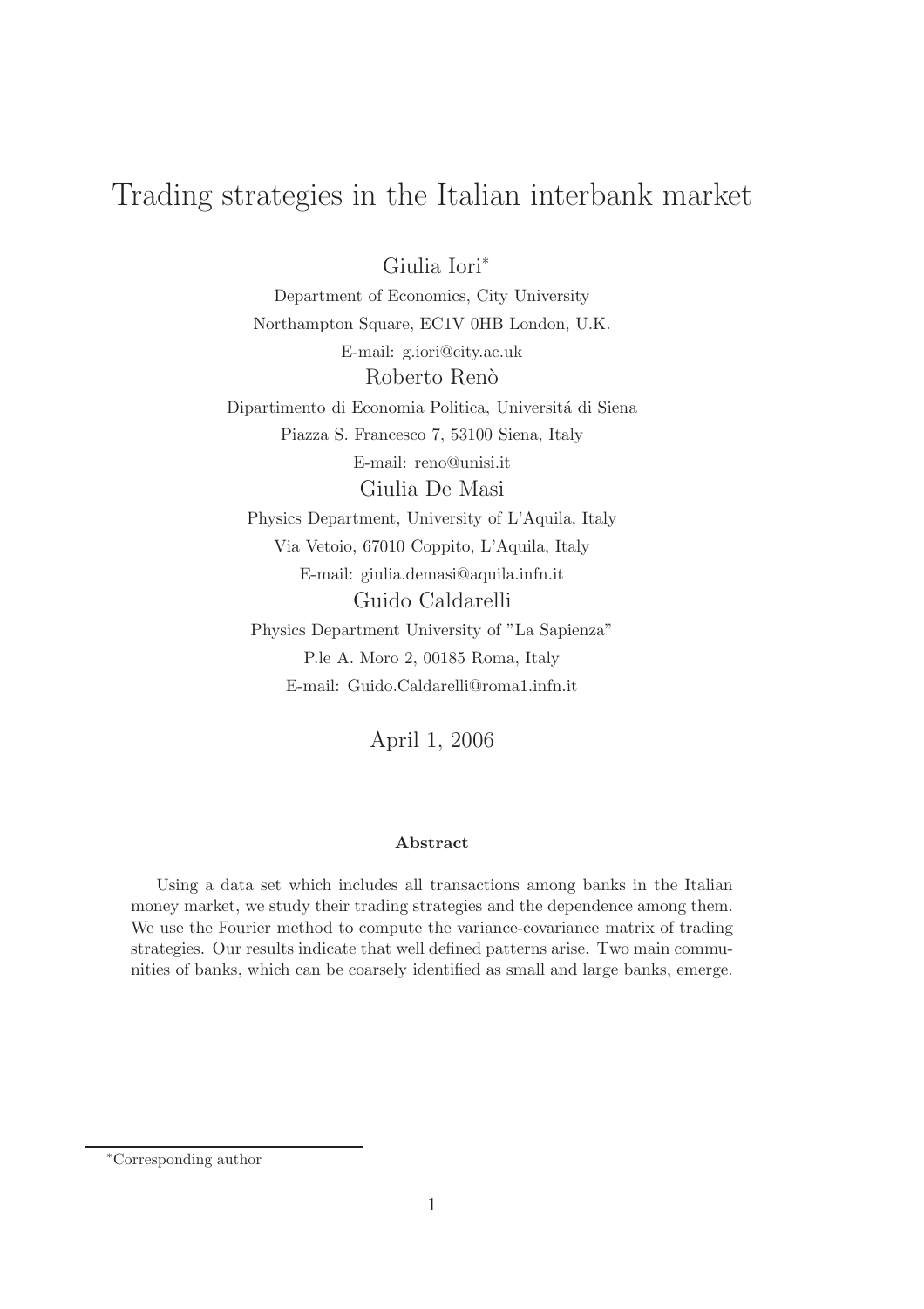# Trading strategies in the Italian interbank market

Giulia Iori[*]

Department of Economics, City University

Northampton Square, EC1V 0HB London, U.K.

E-mail: g.iori@city.ac.uk

Roberto Renò

Dipartimento di Economia Politica, Universitá di Siena

Piazza S. Francesco 7, 53100 Siena, Italy

E-mail: reno@unisi.it

Giulia De Masi

Physics Department, University of L'Aquila, Italy

Via Vetoio, 67010 Coppito, L'Aquila, Italy

E-mail: giulia.demasi@aquila.infn.it

Guido Caldarelli

Physics Department University of "La Sapienza"

P.le A. Moro 2, 00185 Roma, Italy

E-mail: Guido.Caldarelli@roma1.infn.it

April 1, 2006

**Abstract**

Using a data set which includes all transactions among banks in the Italian money market, we study their trading strategies and the dependence among them. We use the Fourier method to compute the variance-covariance matrix of trading strategies. Our results indicate that well defined patterns arise. Two main communities of banks, which can be coarsely identified as small and large banks, emerge.

[*] Corresponding author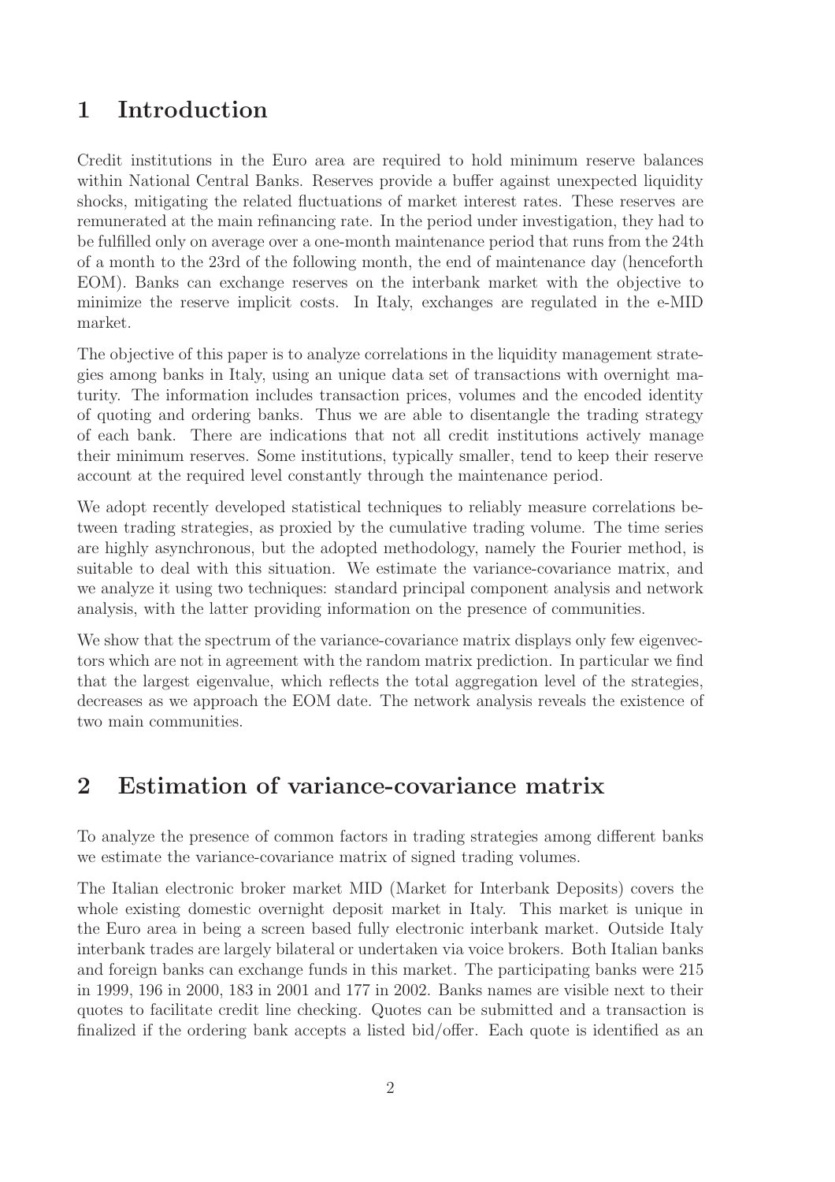# 1 Introduction

Credit institutions in the Euro area are required to hold minimum reserve balances within National Central Banks. Reserves provide a buffer against unexpected liquidity shocks, mitigating the related fluctuations of market interest rates. These reserves are remunerated at the main refinancing rate. In the period under investigation, they had to be fulfilled only on average over a one-month maintenance period that runs from the 24th of a month to the 23rd of the following month, the end of maintenance day (henceforth EOM). Banks can exchange reserves on the interbank market with the objective to minimize the reserve implicit costs. In Italy, exchanges are regulated in the e-MID market.

The objective of this paper is to analyze correlations in the liquidity management strategies among banks in Italy, using an unique data set of transactions with overnight maturity. The information includes transaction prices, volumes and the encoded identity of quoting and ordering banks. Thus we are able to disentangle the trading strategy of each bank. There are indications that not all credit institutions actively manage their minimum reserves. Some institutions, typically smaller, tend to keep their reserve account at the required level constantly through the maintenance period.

We adopt recently developed statistical techniques to reliably measure correlations between trading strategies, as proxied by the cumulative trading volume. The time series are highly asynchronous, but the adopted methodology, namely the Fourier method, is suitable to deal with this situation. We estimate the variance-covariance matrix, and we analyze it using two techniques: standard principal component analysis and network analysis, with the latter providing information on the presence of communities.

We show that the spectrum of the variance-covariance matrix displays only few eigenvectors which are not in agreement with the random matrix prediction. In particular we find that the largest eigenvalue, which reflects the total aggregation level of the strategies, decreases as we approach the EOM date. The network analysis reveals the existence of two main communities.

# 2 Estimation of variance-covariance matrix

To analyze the presence of common factors in trading strategies among different banks we estimate the variance-covariance matrix of signed trading volumes.

The Italian electronic broker market MID (Market for Interbank Deposits) covers the whole existing domestic overnight deposit market in Italy. This market is unique in the Euro area in being a screen based fully electronic interbank market. Outside Italy interbank trades are largely bilateral or undertaken via voice brokers. Both Italian banks and foreign banks can exchange funds in this market. The participating banks were 215 in 1999, 196 in 2000, 183 in 2001 and 177 in 2002. Banks names are visible next to their quotes to facilitate credit line checking. Quotes can be submitted and a transaction is finalized if the ordering bank accepts a listed bid/offer. Each quote is identified as an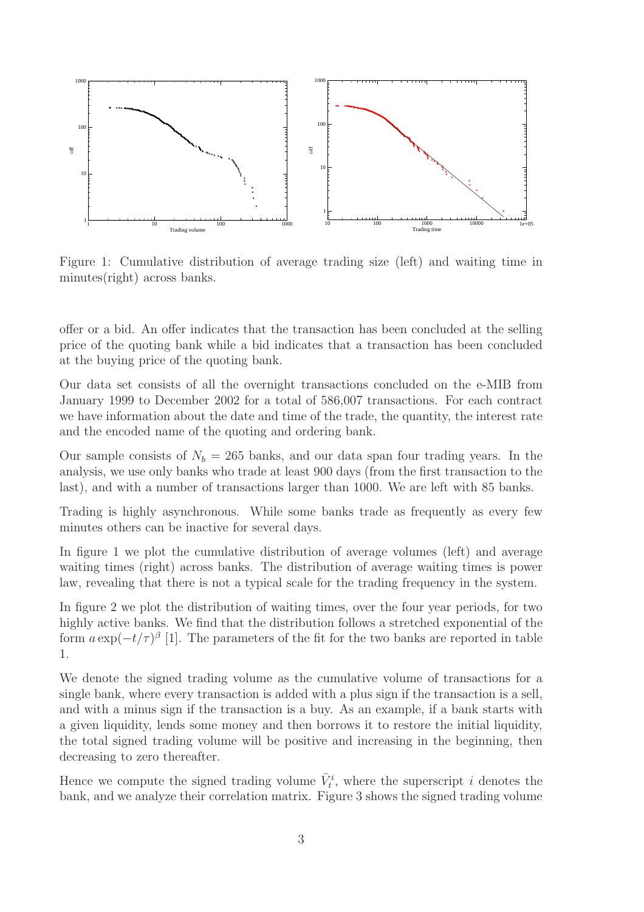Figure 1: Cumulative distribution of average trading size (left) and waiting time in minutes(right) across banks.

offer or a bid. An offer indicates that the transaction has been concluded at the selling price of the quoting bank while a bid indicates that a transaction has been concluded at the buying price of the quoting bank.

Our data set consists of all the overnight transactions concluded on the e-MIB from January 1999 to December 2002 for a total of 586,007 transactions. For each contract we have information about the date and time of the trade, the quantity, the interest rate and the encoded name of the quoting and ordering bank.

Our sample consists of $N_b = 265$ banks, and our data span four trading years. In the analysis, we use only banks who trade at least 900 days (from the first transaction to the last), and with a number of transactions larger than 1000. We are left with 85 banks.

Trading is highly asynchronous. While some banks trade as frequently as every few minutes others can be inactive for several days.

In figure 1 we plot the cumulative distribution of average volumes (left) and average waiting times (right) across banks. The distribution of average waiting times is power law, revealing that there is not a typical scale for the trading frequency in the system.

In figure 2 we plot the distribution of waiting times, over the four year periods, for two highly active banks. We find that the distribution follows a stretched exponential of the form $a \exp(-t/\tau)^{\beta}$ [1]. The parameters of the fit for the two banks are reported in table 1.

We denote the signed trading volume as the cumulative volume of transactions for a single bank, where every transaction is added with a plus sign if the transaction is a sell, and with a minus sign if the transaction is a buy. As an example, if a bank starts with a given liquidity, lends some money and then borrows it to restore the initial liquidity, the total signed trading volume will be positive and increasing in the beginning, then decreasing to zero thereafter.

Hence we compute the signed trading volume $\bar{V}_t^i$, where the superscript $i$ denotes the bank, and we analyze their correlation matrix. Figure 3 shows the signed trading volume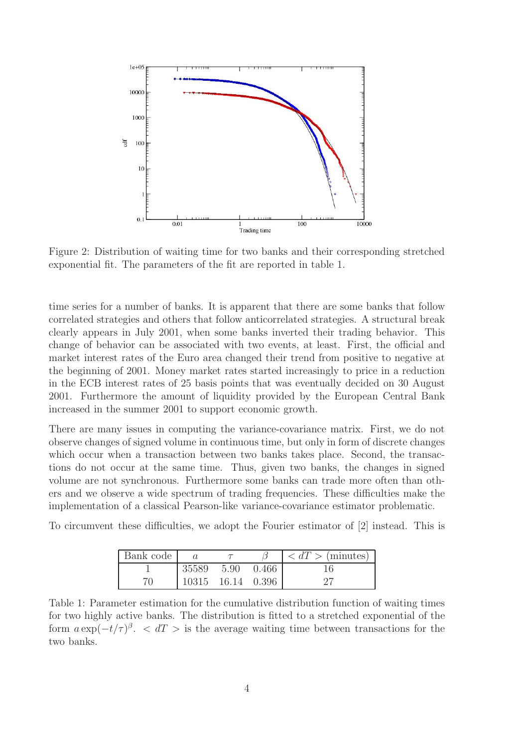Figure 2: Distribution of waiting time for two banks and their corresponding stretched exponential fit. The parameters of the fit are reported in table 1.

time series for a number of banks. It is apparent that there are some banks that follow correlated strategies and others that follow anticorrelated strategies. A structural break clearly appears in July 2001, when some banks inverted their trading behavior. This change of behavior can be associated with two events, at least. First, the official and market interest rates of the Euro area changed their trend from positive to negative at the beginning of 2001. Money market rates started increasingly to price in a reduction in the ECB interest rates of 25 basis points that was eventually decided on 30 August 2001. Furthermore the amount of liquidity provided by the European Central Bank increased in the summer 2001 to support economic growth.

There are many issues in computing the variance-covariance matrix. First, we do not observe changes of signed volume in continuous time, but only in form of discrete changes which occur when a transaction between two banks takes place. Second, the transactions do not occur at the same time. Thus, given two banks, the changes in signed volume are not synchronous. Furthermore some banks can trade more often than others and we observe a wide spectrum of trading frequencies. These difficulties make the implementation of a classical Pearson-like variance-covariance estimator problematic.

To circumvent these difficulties, we adopt the Fourier estimator of [2] instead. This is

| Bank code | $a$ | $\tau$ | $\beta$ | $< dT >$ (minutes) |
|---|---|---|---|---|
| 1 | 35589 | 5.90 | 0.466 | 16 |
| 70 | 10315 | 16.14 | 0.396 | 27 |

Table 1: Parameter estimation for the cumulative distribution function of waiting times for two highly active banks. The distribution is fitted to a stretched exponential of the form $a \exp(-t/\tau)^{\beta}$. $< dT >$ is the average waiting time between transactions for the two banks.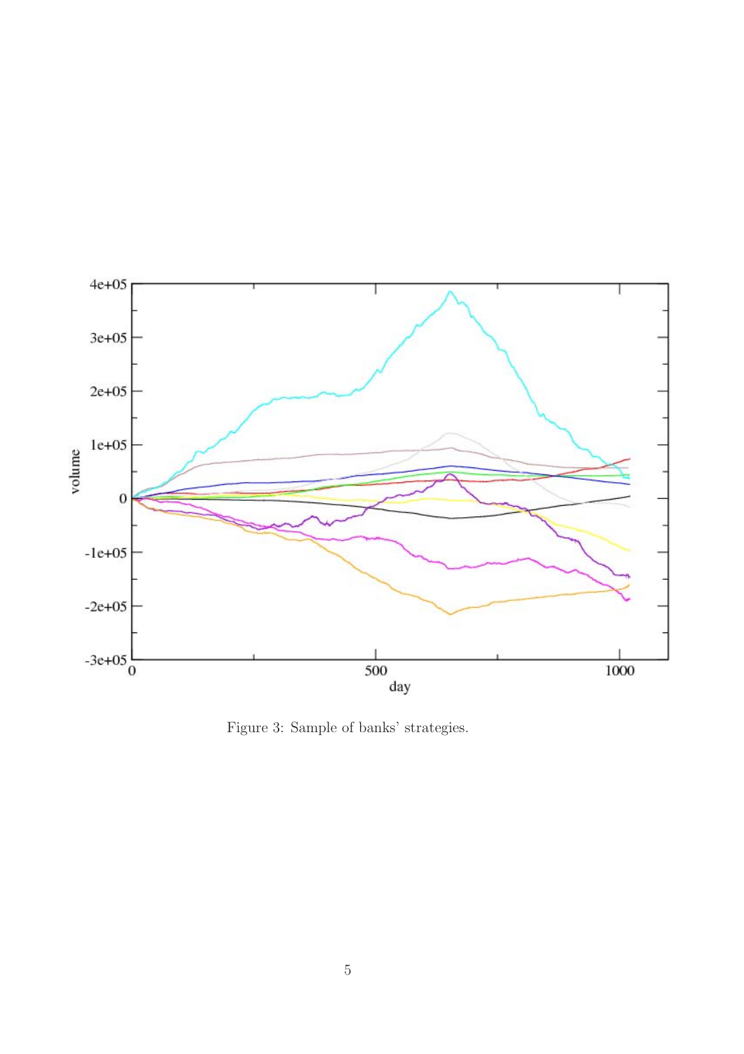Figure 3: Sample of banks' strategies.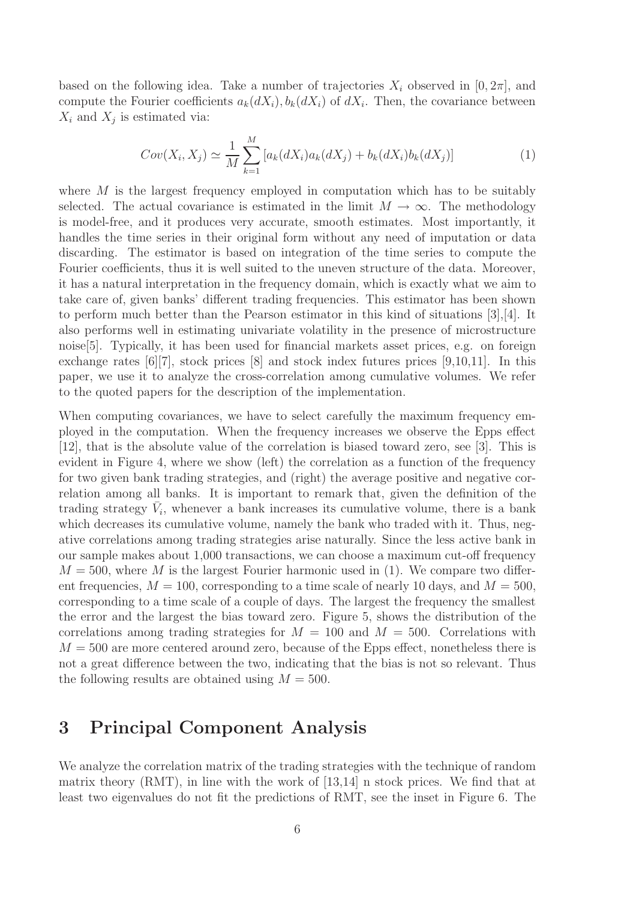based on the following idea. Take a number of trajectories $X_i$ observed in $[0, 2\pi]$, and compute the Fourier coefficients $a_k(dX_i), b_k(dX_i)$ of $dX_i$. Then, the covariance between $X_i$ and $X_j$ is estimated via:

$$Cov(X_i, X_j) \simeq \frac{1}{M} \sum_{k=1}^{M} [a_k(dX_i)a_k(dX_j) + b_k(dX_i)b_k(dX_j)] \tag{1}$$

where $M$ is the largest frequency employed in computation which has to be suitably selected. The actual covariance is estimated in the limit $M \to \infty$. The methodology is model-free, and it produces very accurate, smooth estimates. Most importantly, it handles the time series in their original form without any need of imputation or data discarding. The estimator is based on integration of the time series to compute the Fourier coefficients, thus it is well suited to the uneven structure of the data. Moreover, it has a natural interpretation in the frequency domain, which is exactly what we aim to take care of, given banks' different trading frequencies. This estimator has been shown to perform much better than the Pearson estimator in this kind of situations [3],[4]. It also performs well in estimating univariate volatility in the presence of microstructure noise[5]. Typically, it has been used for financial markets asset prices, e.g. on foreign exchange rates [6][7], stock prices [8] and stock index futures prices [9,10,11]. In this paper, we use it to analyze the cross-correlation among cumulative volumes. We refer to the quoted papers for the description of the implementation.

When computing covariances, we have to select carefully the maximum frequency employed in the computation. When the frequency increases we observe the Epps effect [12], that is the absolute value of the correlation is biased toward zero, see [3]. This is evident in Figure 4, where we show (left) the correlation as a function of the frequency for two given bank trading strategies, and (right) the average positive and negative correlation among all banks. It is important to remark that, given the definition of the trading strategy $\bar{V}_i$, whenever a bank increases its cumulative volume, there is a bank which decreases its cumulative volume, namely the bank who traded with it. Thus, negative correlations among trading strategies arise naturally. Since the less active bank in our sample makes about 1,000 transactions, we can choose a maximum cut-off frequency $M = 500$, where $M$ is the largest Fourier harmonic used in (1). We compare two different frequencies, $M = 100$, corresponding to a time scale of nearly 10 days, and $M = 500$, corresponding to a time scale of a couple of days. The largest the frequency the smallest the error and the largest the bias toward zero. Figure 5, shows the distribution of the correlations among trading strategies for $M = 100$ and $M = 500$. Correlations with $M = 500$ are more centered around zero, because of the Epps effect, nonetheless there is not a great difference between the two, indicating that the bias is not so relevant. Thus the following results are obtained using $M = 500$.

# 3 Principal Component Analysis

We analyze the correlation matrix of the trading strategies with the technique of random matrix theory (RMT), in line with the work of [13,14] n stock prices. We find that at least two eigenvalues do not fit the predictions of RMT, see the inset in Figure 6. The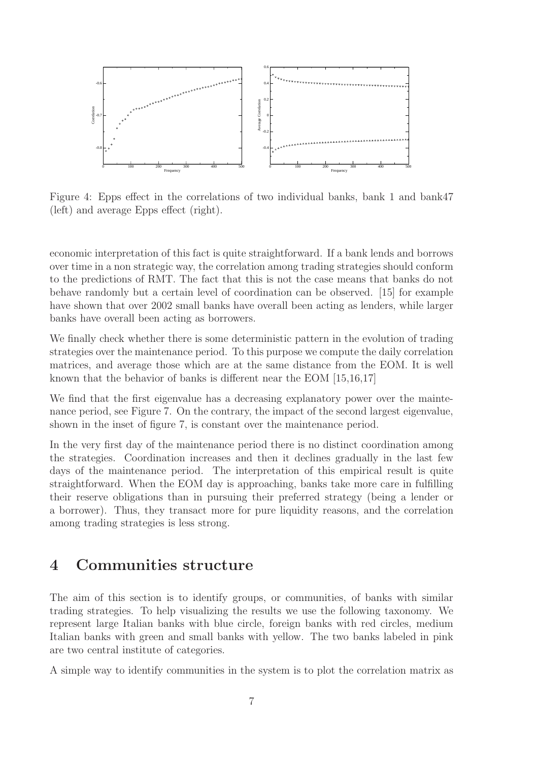Figure 4: Epps effect in the correlations of two individual banks, bank 1 and bank47 (left) and average Epps effect (right).

economic interpretation of this fact is quite straightforward. If a bank lends and borrows over time in a non strategic way, the correlation among trading strategies should conform to the predictions of RMT. The fact that this is not the case means that banks do not behave randomly but a certain level of coordination can be observed. [15] for example have shown that over 2002 small banks have overall been acting as lenders, while larger banks have overall been acting as borrowers.

We finally check whether there is some deterministic pattern in the evolution of trading strategies over the maintenance period. To this purpose we compute the daily correlation matrices, and average those which are at the same distance from the EOM. It is well known that the behavior of banks is different near the EOM [15,16,17]

We find that the first eigenvalue has a decreasing explanatory power over the maintenance period, see Figure 7. On the contrary, the impact of the second largest eigenvalue, shown in the inset of figure 7, is constant over the maintenance period.

In the very first day of the maintenance period there is no distinct coordination among the strategies. Coordination increases and then it declines gradually in the last few days of the maintenance period. The interpretation of this empirical result is quite straightforward. When the EOM day is approaching, banks take more care in fulfilling their reserve obligations than in pursuing their preferred strategy (being a lender or a borrower). Thus, they transact more for pure liquidity reasons, and the correlation among trading strategies is less strong.

## 4 Communities structure

The aim of this section is to identify groups, or communities, of banks with similar trading strategies. To help visualizing the results we use the following taxonomy. We represent large Italian banks with blue circle, foreign banks with red circles, medium Italian banks with green and small banks with yellow. The two banks labeled in pink are two central institute of categories.

A simple way to identify communities in the system is to plot the correlation matrix as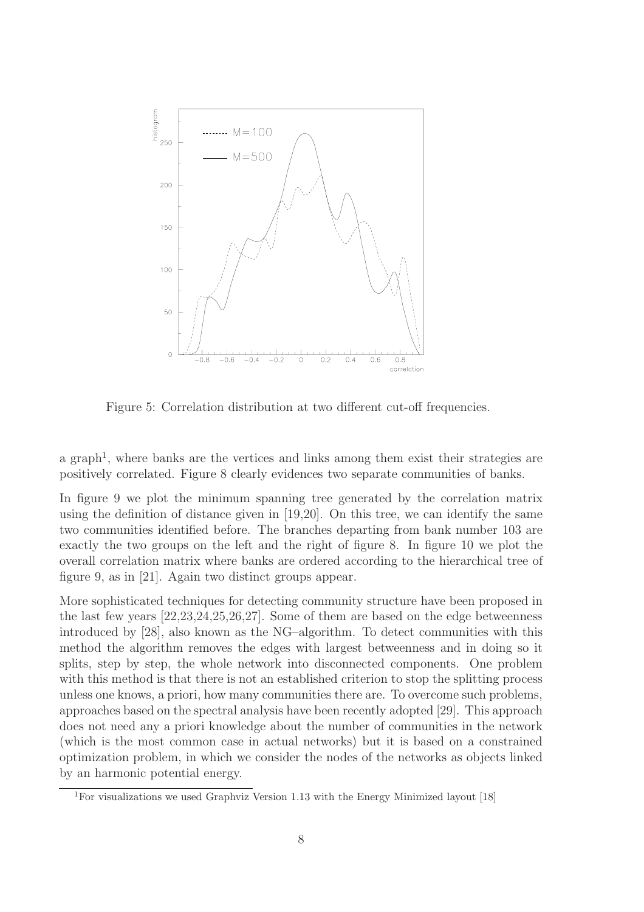Figure 5: Correlation distribution at two different cut-off frequencies.

a graph[1], where banks are the vertices and links among them exist their strategies are positively correlated. Figure 8 clearly evidences two separate communities of banks.

In figure 9 we plot the minimum spanning tree generated by the correlation matrix using the definition of distance given in [19,20]. On this tree, we can identify the same two communities identified before. The branches departing from bank number 103 are exactly the two groups on the left and the right of figure 8. In figure 10 we plot the overall correlation matrix where banks are ordered according to the hierarchical tree of figure 9, as in [21]. Again two distinct groups appear.

More sophisticated techniques for detecting community structure have been proposed in the last few years [22,23,24,25,26,27]. Some of them are based on the edge betweenness introduced by [28], also known as the NG–algorithm. To detect communities with this method the algorithm removes the edges with largest betweenness and in doing so it splits, step by step, the whole network into disconnected components. One problem with this method is that there is not an established criterion to stop the splitting process unless one knows, a priori, how many communities there are. To overcome such problems, approaches based on the spectral analysis have been recently adopted [29]. This approach does not need any a priori knowledge about the number of communities in the network (which is the most common case in actual networks) but it is based on a constrained optimization problem, in which we consider the nodes of the networks as objects linked by an harmonic potential energy.

[1]For visualizations we used Graphviz Version 1.13 with the Energy Minimized layout [18]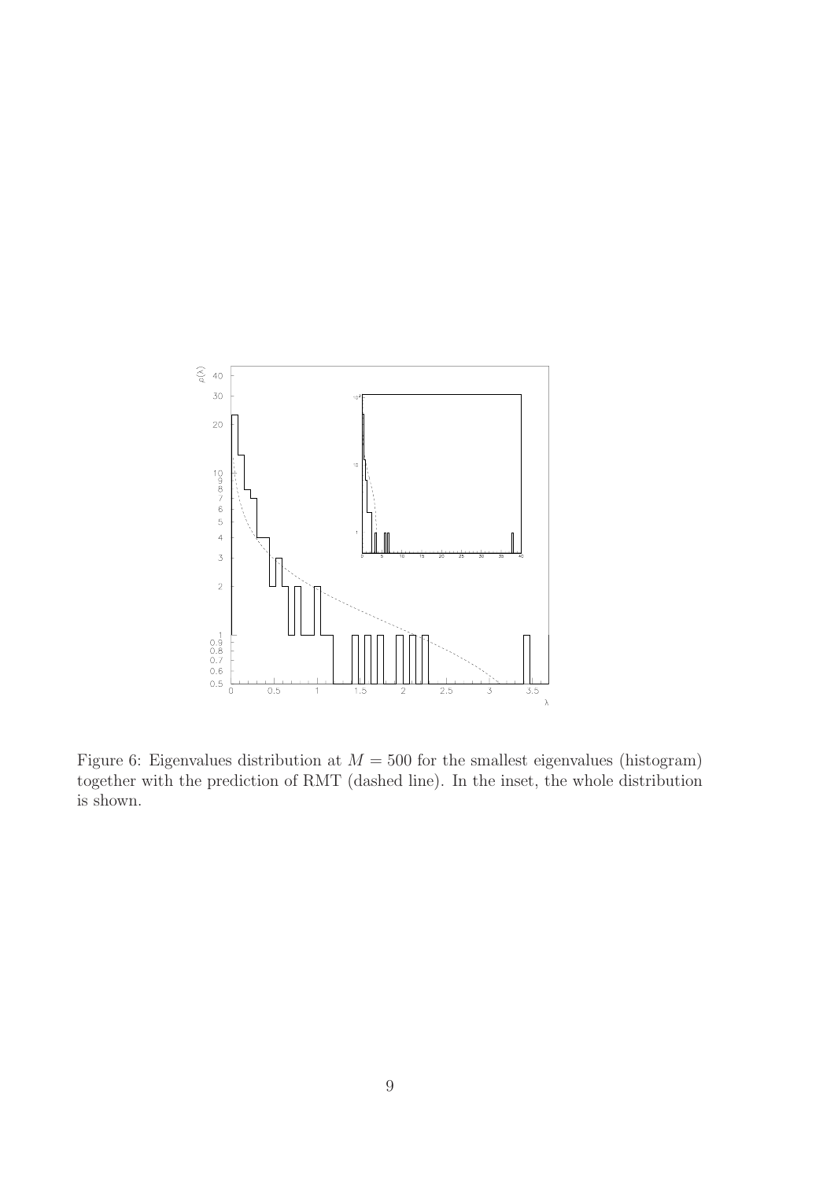Figure 6: Eigenvalues distribution at $M = 500$ for the smallest eigenvalues (histogram) together with the prediction of RMT (dashed line). In the inset, the whole distribution is shown.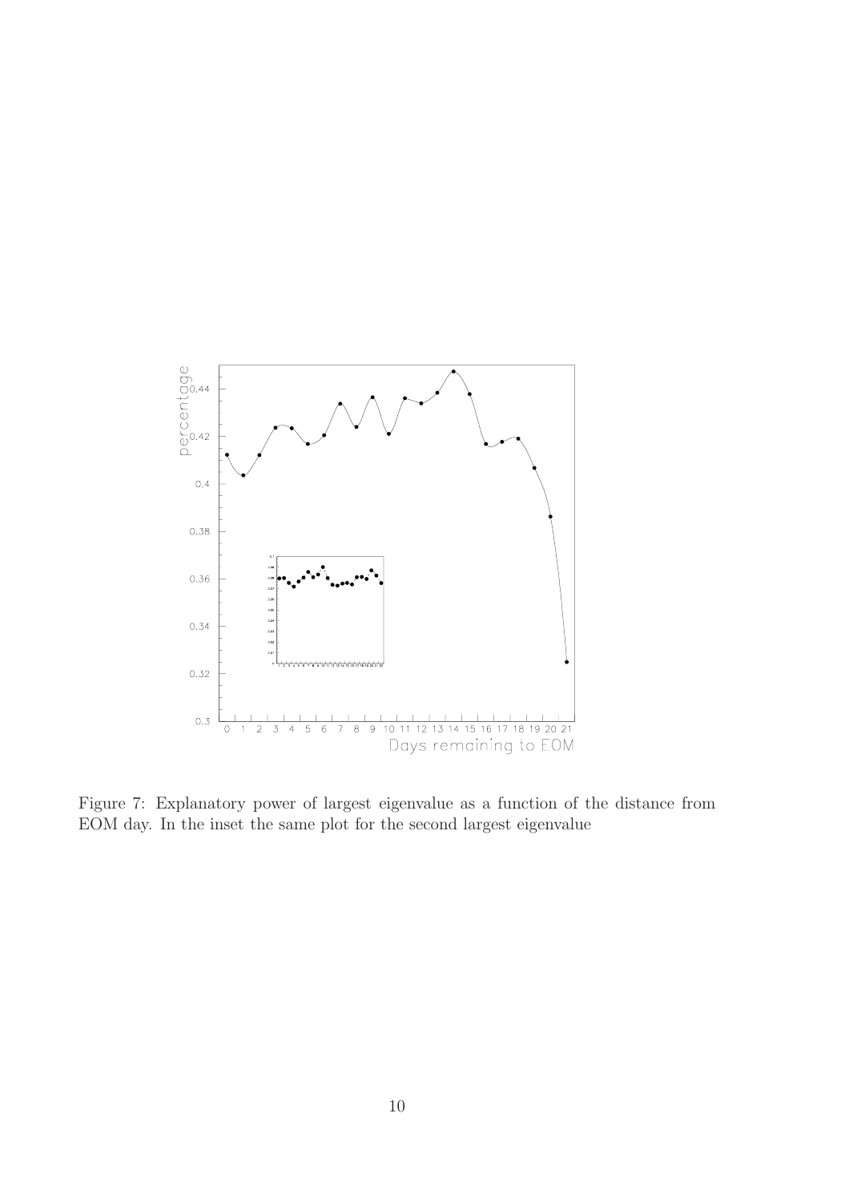Figure 7: Explanatory power of largest eigenvalue as a function of the distance from EOM day. In the inset the same plot for the second largest eigenvalue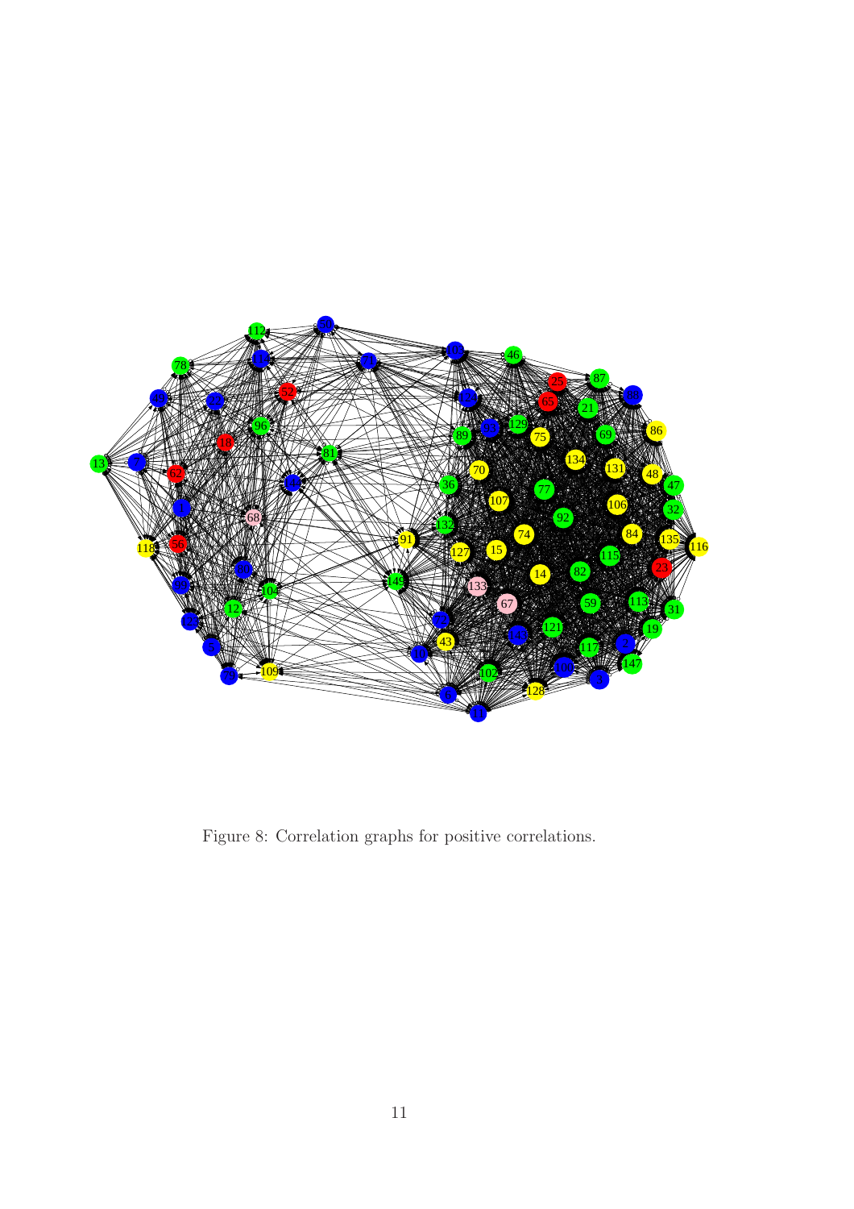Figure 8: Correlation graphs for positive correlations.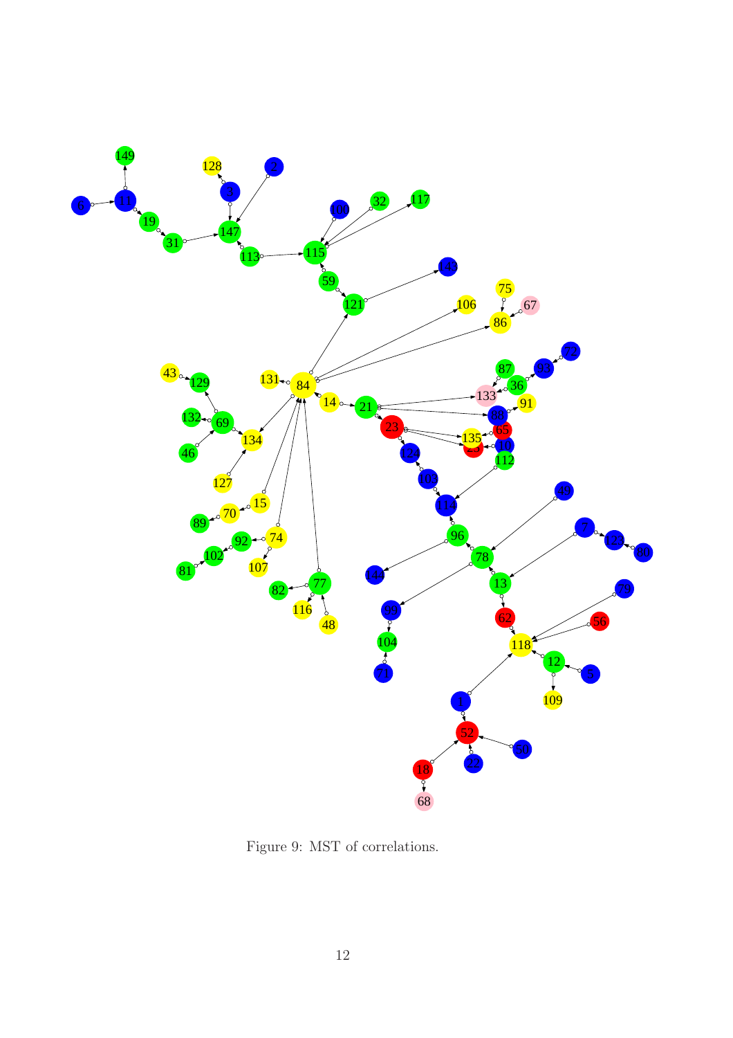Figure 9: MST of correlations.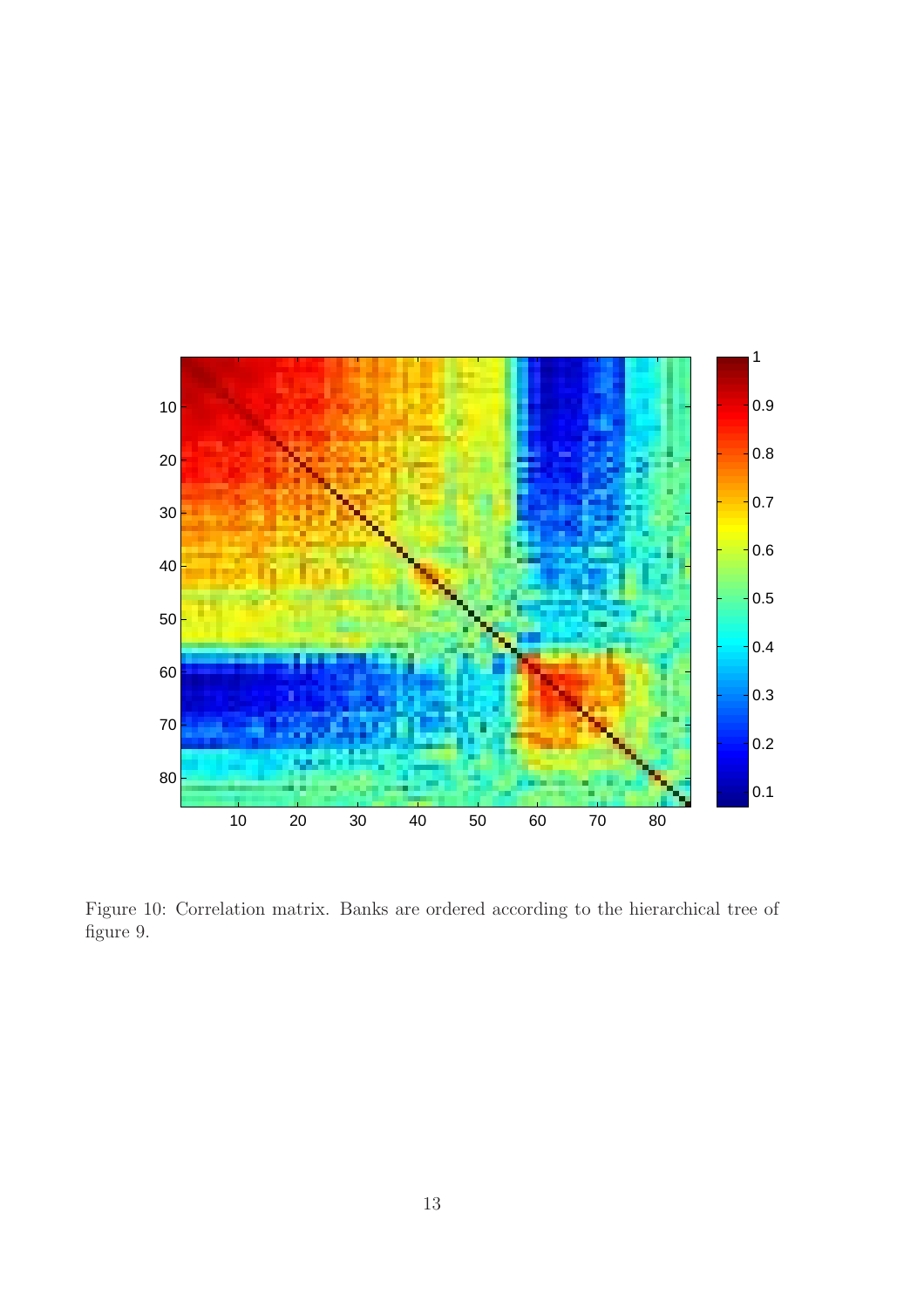Figure 10: Correlation matrix. Banks are ordered according to the hierarchical tree of figure 9.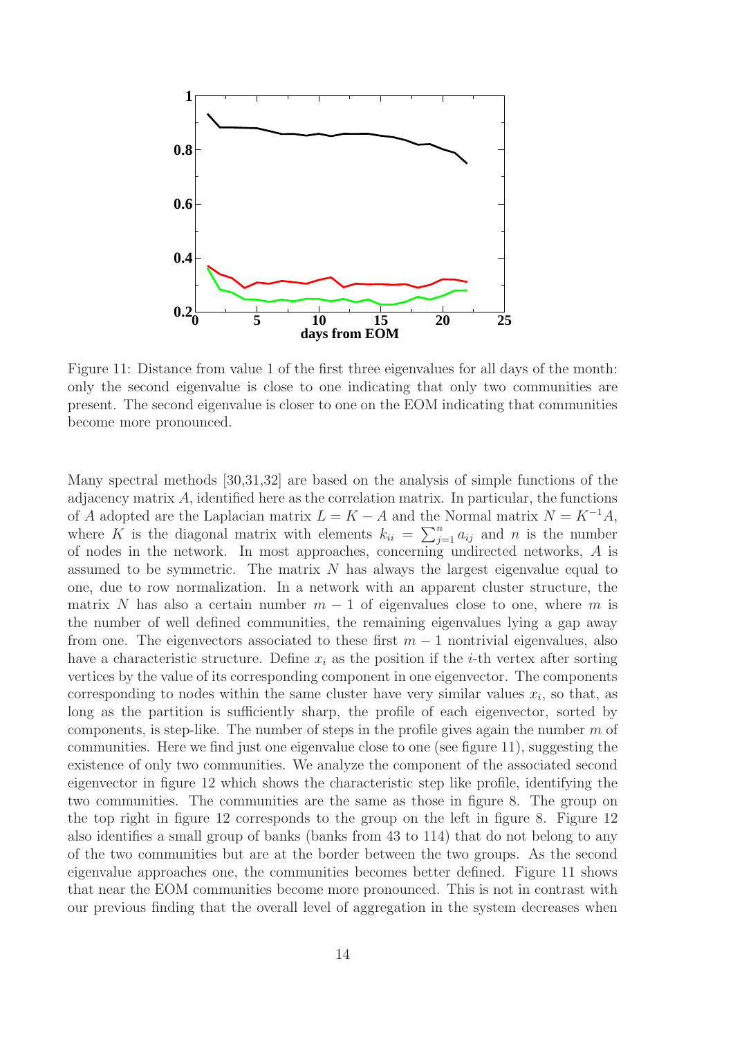Figure 11: Distance from value 1 of the first three eigenvalues for all days of the month: only the second eigenvalue is close to one indicating that only two communities are present. The second eigenvalue is closer to one on the EOM indicating that communities become more pronounced.

Many spectral methods [30,31,32] are based on the analysis of simple functions of the adjacency matrix $A$, identified here as the correlation matrix. In particular, the functions of $A$ adopted are the Laplacian matrix $L = K - A$ and the Normal matrix $N = K^{-1}A$, where $K$ is the diagonal matrix with elements $k_{ii} = \sum_{j=1}^{n} a_{ij}$ and $n$ is the number of nodes in the network. In most approaches, concerning undirected networks, $A$ is assumed to be symmetric. The matrix $N$ has always the largest eigenvalue equal to one, due to row normalization. In a network with an apparent cluster structure, the matrix $N$ has also a certain number $m - 1$ of eigenvalues close to one, where $m$ is the number of well defined communities, the remaining eigenvalues lying a gap away from one. The eigenvectors associated to these first $m - 1$ nontrivial eigenvalues, also have a characteristic structure. Define $x_i$ as the position if the $i$-th vertex after sorting vertices by the value of its corresponding component in one eigenvector. The components corresponding to nodes within the same cluster have very similar values $x_i$, so that, as long as the partition is sufficiently sharp, the profile of each eigenvector, sorted by components, is step-like. The number of steps in the profile gives again the number $m$ of communities. Here we find just one eigenvalue close to one (see figure 11), suggesting the existence of only two communities. We analyze the component of the associated second eigenvector in figure 12 which shows the characteristic step like profile, identifying the two communities. The communities are the same as those in figure 8. The group on the top right in figure 12 corresponds to the group on the left in figure 8. Figure 12 also identifies a small group of banks (banks from 43 to 114) that do not belong to any of the two communities but are at the border between the two groups. As the second eigenvalue approaches one, the communities becomes better defined. Figure 11 shows that near the EOM communities become more pronounced. This is not in contrast with our previous finding that the overall level of aggregation in the system decreases when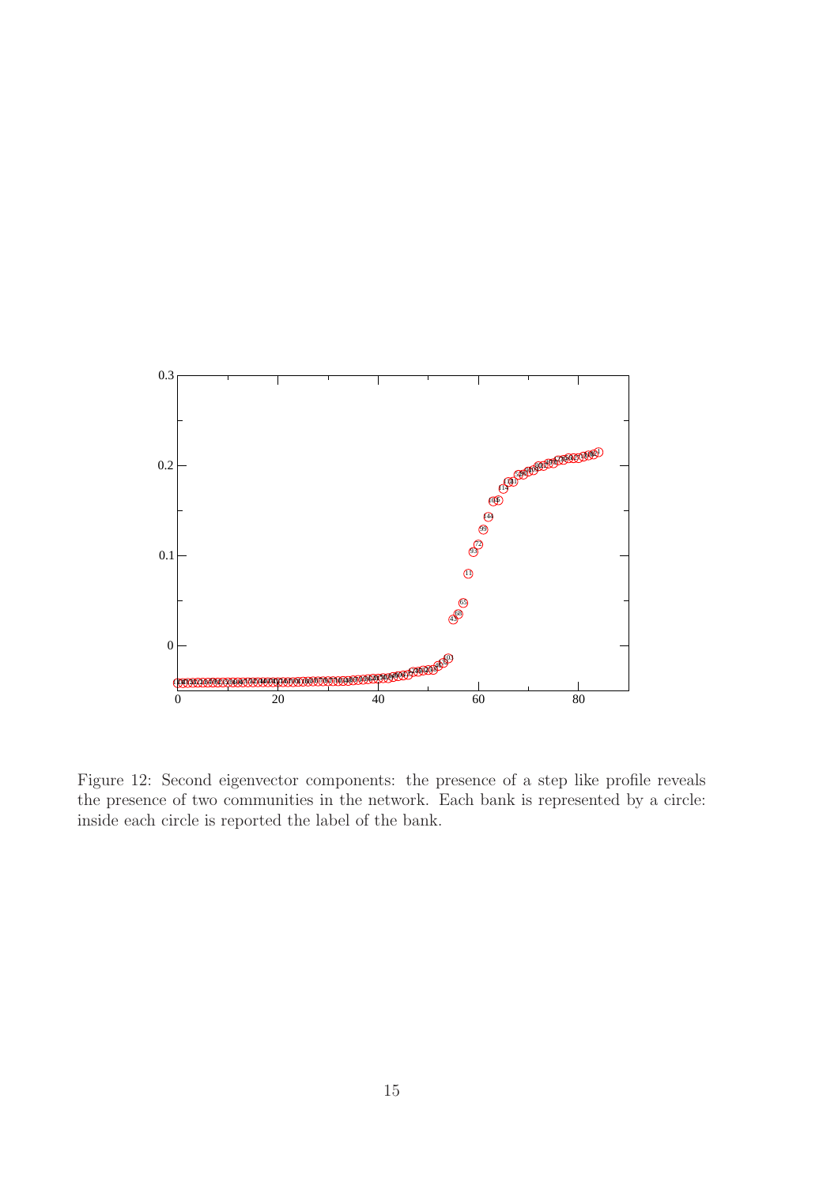Figure 12: Second eigenvector components: the presence of a step like profile reveals the presence of two communities in the network. Each bank is represented by a circle: inside each circle is reported the label of the bank.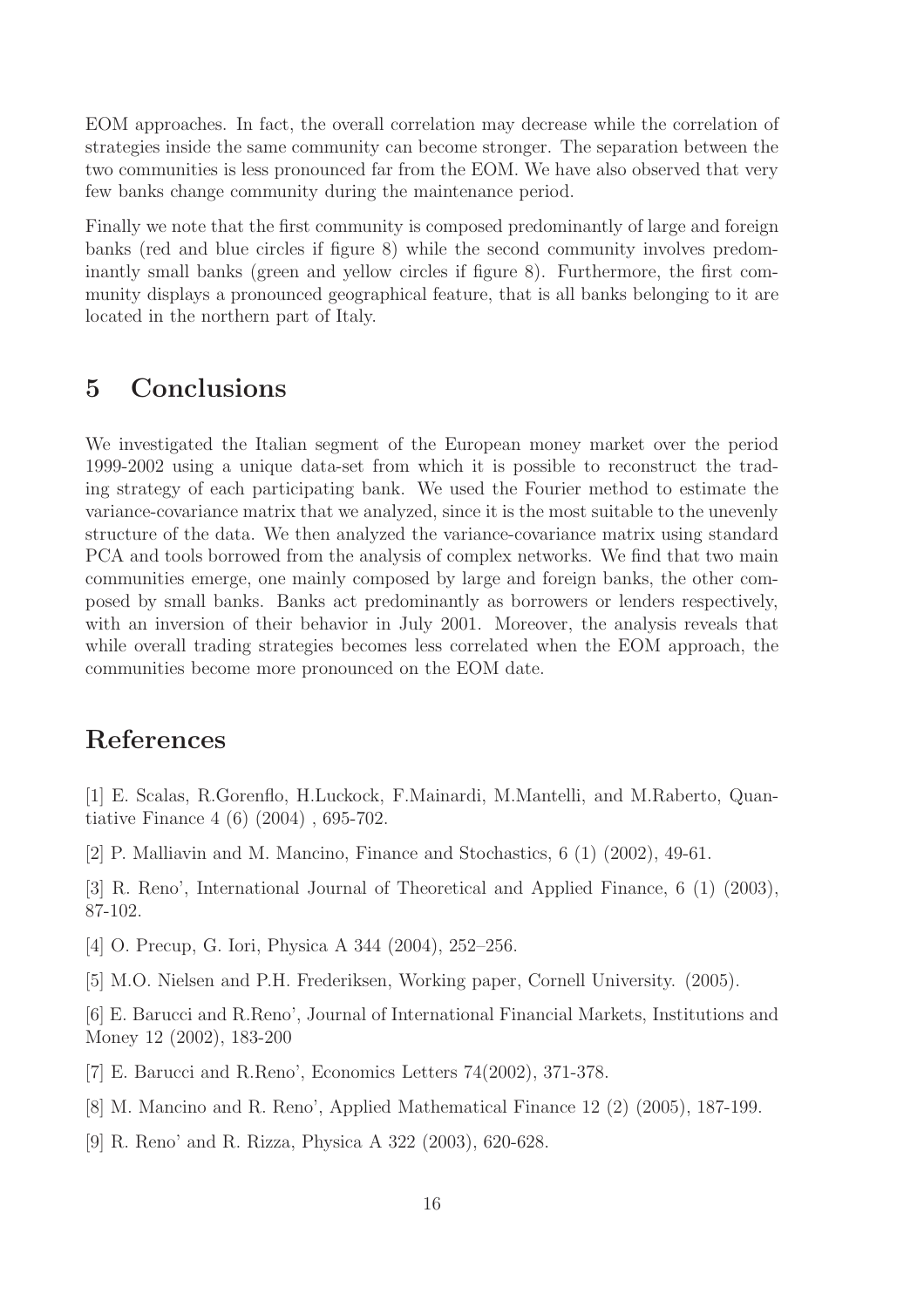EOM approaches. In fact, the overall correlation may decrease while the correlation of strategies inside the same community can become stronger. The separation between the two communities is less pronounced far from the EOM. We have also observed that very few banks change community during the maintenance period.

Finally we note that the first community is composed predominantly of large and foreign banks (red and blue circles if figure 8) while the second community involves predominantly small banks (green and yellow circles if figure 8). Furthermore, the first community displays a pronounced geographical feature, that is all banks belonging to it are located in the northern part of Italy.

# 5 Conclusions

We investigated the Italian segment of the European money market over the period 1999-2002 using a unique data-set from which it is possible to reconstruct the trading strategy of each participating bank. We used the Fourier method to estimate the variance-covariance matrix that we analyzed, since it is the most suitable to the unevenly structure of the data. We then analyzed the variance-covariance matrix using standard PCA and tools borrowed from the analysis of complex networks. We find that two main communities emerge, one mainly composed by large and foreign banks, the other composed by small banks. Banks act predominantly as borrowers or lenders respectively, with an inversion of their behavior in July 2001. Moreover, the analysis reveals that while overall trading strategies becomes less correlated when the EOM approach, the communities become more pronounced on the EOM date.

# References

[1] E. Scalas, R.Gorenflo, H.Luckock, F.Mainardi, M.Mantelli, and M.Raberto, Quantiative Finance 4 (6) (2004) , 695-702.

[2] P. Malliavin and M. Mancino, Finance and Stochastics, 6 (1) (2002), 49-61.

[3] R. Reno', International Journal of Theoretical and Applied Finance, 6 (1) (2003), 87-102.

[4] O. Precup, G. Iori, Physica A 344 (2004), 252–256.

[5] M.O. Nielsen and P.H. Frederiksen, Working paper, Cornell University. (2005).

[6] E. Barucci and R.Reno', Journal of International Financial Markets, Institutions and Money 12 (2002), 183-200

[7] E. Barucci and R.Reno', Economics Letters 74(2002), 371-378.

[8] M. Mancino and R. Reno', Applied Mathematical Finance 12 (2) (2005), 187-199.

[9] R. Reno' and R. Rizza, Physica A 322 (2003), 620-628.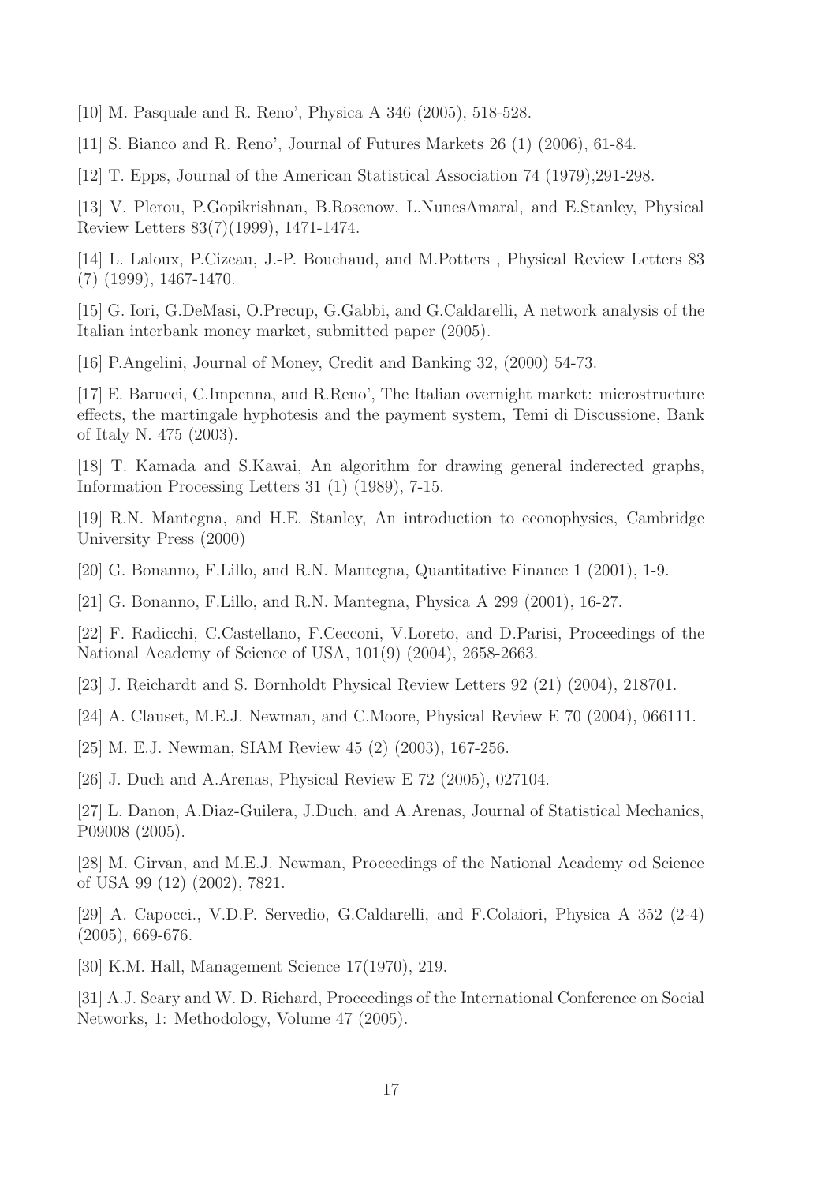[10] M. Pasquale and R. Reno', Physica A 346 (2005), 518-528.

[11] S. Bianco and R. Reno', Journal of Futures Markets 26 (1) (2006), 61-84.

[12] T. Epps, Journal of the American Statistical Association 74 (1979),291-298.

[13] V. Plerou, P.Gopikrishnan, B.Rosenow, L.NunesAmaral, and E.Stanley, Physical Review Letters 83(7)(1999), 1471-1474.

[14] L. Laloux, P.Cizeau, J.-P. Bouchaud, and M.Potters , Physical Review Letters 83 (7) (1999), 1467-1470.

[15] G. Iori, G.DeMasi, O.Precup, G.Gabbi, and G.Caldarelli, A network analysis of the Italian interbank money market, submitted paper (2005).

[16] P.Angelini, Journal of Money, Credit and Banking 32, (2000) 54-73.

[17] E. Barucci, C.Impenna, and R.Reno', The Italian overnight market: microstructure effects, the martingale hyphotesis and the payment system, Temi di Discussione, Bank of Italy N. 475 (2003).

[18] T. Kamada and S.Kawai, An algorithm for drawing general inderected graphs, Information Processing Letters 31 (1) (1989), 7-15.

[19] R.N. Mantegna, and H.E. Stanley, An introduction to econophysics, Cambridge University Press (2000)

[20] G. Bonanno, F.Lillo, and R.N. Mantegna, Quantitative Finance 1 (2001), 1-9.

[21] G. Bonanno, F.Lillo, and R.N. Mantegna, Physica A 299 (2001), 16-27.

[22] F. Radicchi, C.Castellano, F.Cecconi, V.Loreto, and D.Parisi, Proceedings of the National Academy of Science of USA, 101(9) (2004), 2658-2663.

[23] J. Reichardt and S. Bornholdt Physical Review Letters 92 (21) (2004), 218701.

[24] A. Clauset, M.E.J. Newman, and C.Moore, Physical Review E 70 (2004), 066111.

[25] M. E.J. Newman, SIAM Review 45 (2) (2003), 167-256.

[26] J. Duch and A.Arenas, Physical Review E 72 (2005), 027104.

[27] L. Danon, A.Diaz-Guilera, J.Duch, and A.Arenas, Journal of Statistical Mechanics, P09008 (2005).

[28] M. Girvan, and M.E.J. Newman, Proceedings of the National Academy od Science of USA 99 (12) (2002), 7821.

[29] A. Capocci., V.D.P. Servedio, G.Caldarelli, and F.Colaiori, Physica A 352 (2-4) (2005), 669-676.

[30] K.M. Hall, Management Science 17(1970), 219.

[31] A.J. Seary and W. D. Richard, Proceedings of the International Conference on Social Networks, 1: Methodology, Volume 47 (2005).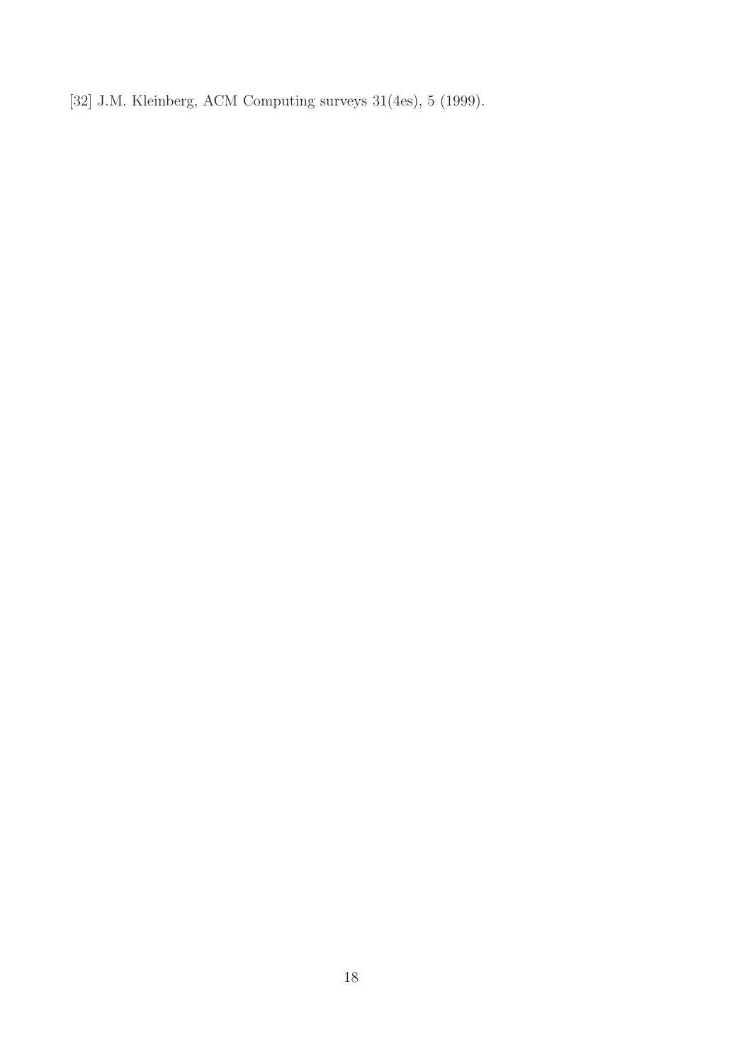[32] J.M. Kleinberg, ACM Computing surveys 31(4es), 5 (1999).